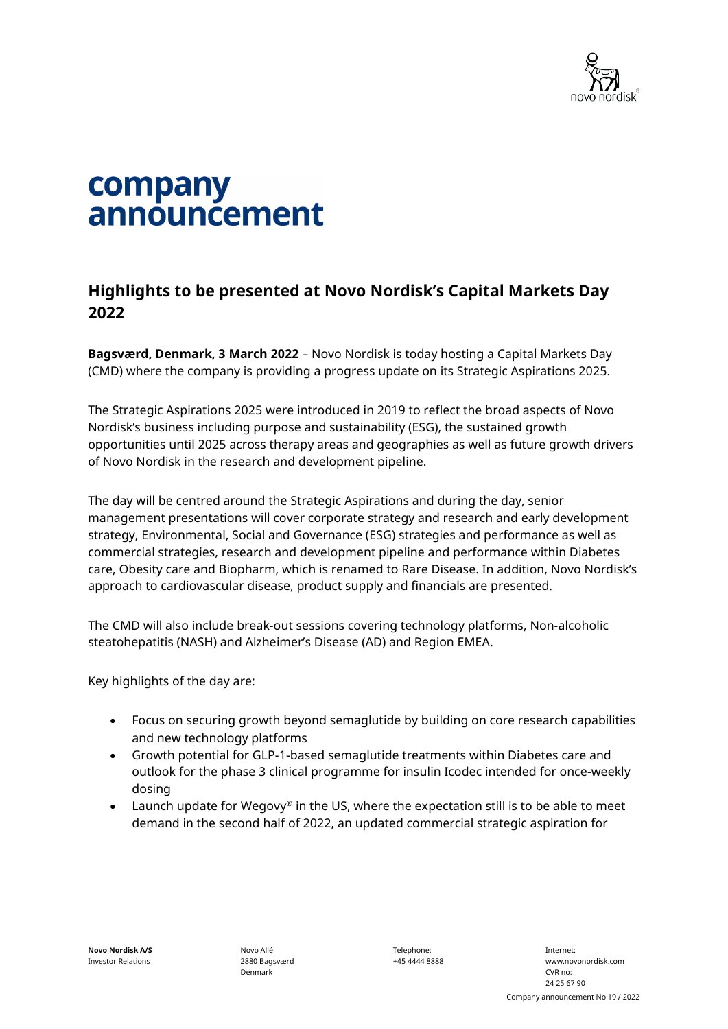# company announcement

## Highlights to be presented at Novo Nordisk's Capital Markets Day 2022

**Bagsværd, Denmark, 3 March 2022** – Novo Nordisk is today hosting a Capital Markets Day (CMD) where the company is providing a progress update on its Strategic Aspirations 2025.

The Strategic Aspirations 2025 were introduced in 2019 to reflect the broad aspects of Novo Nordisk's business including purpose and sustainability (ESG), the sustained growth opportunities until 2025 across therapy areas and geographies as well as future growth drivers of Novo Nordisk in the research and development pipeline.

The day will be centred around the Strategic Aspirations and during the day, senior management presentations will cover corporate strategy and research and early development strategy, Environmental, Social and Governance (ESG) strategies and performance as well as commercial strategies, research and development pipeline and performance within Diabetes care, Obesity care and Biopharm, which is renamed to Rare Disease. In addition, Novo Nordisk's approach to cardiovascular disease, product supply and financials are presented.

The CMD will also include break-out sessions covering technology platforms, Non-alcoholic steatohepatitis (NASH) and Alzheimer's Disease (AD) and Region EMEA.

Key highlights of the day are:

- Focus on securing growth beyond semaglutide by building on core research capabilities and new technology platforms
- Growth potential for GLP-1-based semaglutide treatments within Diabetes care and outlook for the phase 3 clinical programme for insulin Icodec intended for once-weekly dosing
- Launch update for Wegovy® in the US, where the expectation still is to be able to meet demand in the second half of 2022, an updated commercial strategic aspiration for

**Novo Nordisk A/S**
Investor Relations

Novo Allé
2880 Bagsværd
Denmark

Telephone:
+45 4444 8888

Internet:
www.novonordisk.com
CVR no:
24 25 67 90

Company announcement No 19 / 2022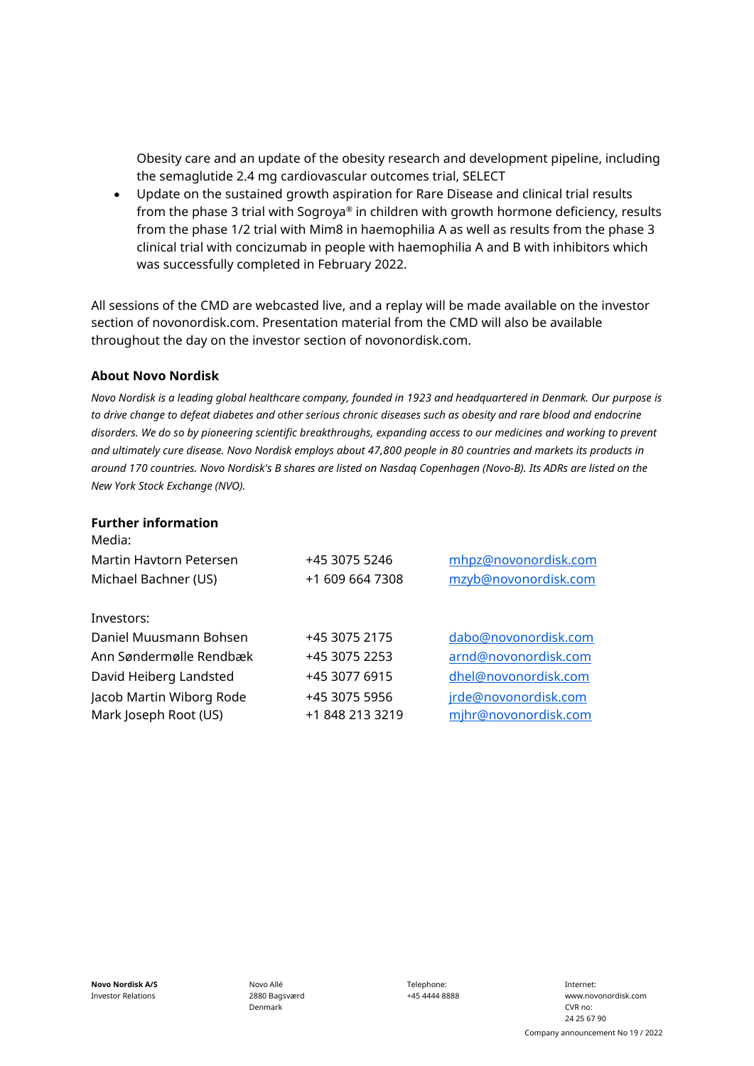Obesity care and an update of the obesity research and development pipeline, including the semaglutide 2.4 mg cardiovascular outcomes trial, SELECT

- Update on the sustained growth aspiration for Rare Disease and clinical trial results from the phase 3 trial with Sogroya® in children with growth hormone deficiency, results from the phase 1/2 trial with Mim8 in haemophilia A as well as results from the phase 3 clinical trial with concizumab in people with haemophilia A and B with inhibitors which was successfully completed in February 2022.

All sessions of the CMD are webcasted live, and a replay will be made available on the investor section of novonordisk.com. Presentation material from the CMD will also be available throughout the day on the investor section of novonordisk.com.

**About Novo Nordisk**

*Novo Nordisk is a leading global healthcare company, founded in 1923 and headquartered in Denmark. Our purpose is to drive change to defeat diabetes and other serious chronic diseases such as obesity and rare blood and endocrine disorders. We do so by pioneering scientific breakthroughs, expanding access to our medicines and working to prevent and ultimately cure disease. Novo Nordisk employs about 47,800 people in 80 countries and markets its products in around 170 countries. Novo Nordisk's B shares are listed on Nasdaq Copenhagen (Novo-B). Its ADRs are listed on the New York Stock Exchange (NVO).*

**Further information**

| | | |
|---|---|---|
| Media: | | |
| Martin Havtorn Petersen | +45 3075 5246 | mhpz@novonordisk.com |
| Michael Bachner (US) | +1 609 664 7308 | mzyb@novonordisk.com |
| | | |
| Investors: | | |
| Daniel Muusmann Bohsen | +45 3075 2175 | dabo@novonordisk.com |
| Ann Søndermølle Rendbæk | +45 3075 2253 | arnd@novonordisk.com |
| David Heiberg Landsted | +45 3077 6915 | dhel@novonordisk.com |
| Jacob Martin Wiborg Rode | +45 3075 5956 | jrde@novonordisk.com |
| Mark Joseph Root (US) | +1 848 213 3219 | mjhr@novonordisk.com |

**Novo Nordisk A/S**
Investor Relations

Novo Allé
2880 Bagsværd
Denmark

Telephone:
+45 4444 8888

Internet:
www.novonordisk.com
CVR no:
24 25 67 90

Company announcement No 19 / 2022